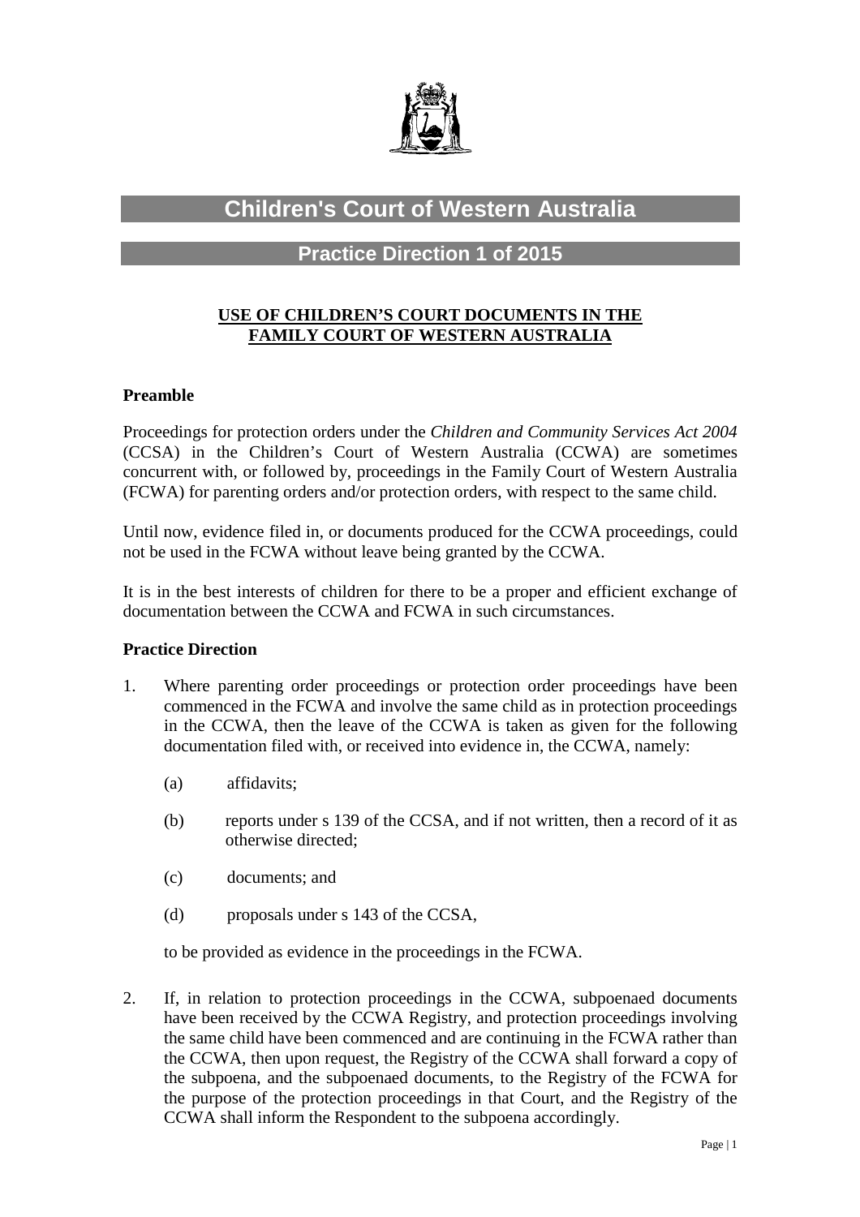# Children's Court of Western Australia

## Practice Direction 1 of 2015

### USE OF CHILDREN'S COURT DOCUMENTS IN THE FAMILY COURT OF WESTERN AUSTRALIA

**Preamble**

Proceedings for protection orders under the *Children and Community Services Act 2004* (CCSA) in the Children's Court of Western Australia (CCWA) are sometimes concurrent with, or followed by, proceedings in the Family Court of Western Australia (FCWA) for parenting orders and/or protection orders, with respect to the same child.

Until now, evidence filed in, or documents produced for the CCWA proceedings, could not be used in the FCWA without leave being granted by the CCWA.

It is in the best interests of children for there to be a proper and efficient exchange of documentation between the CCWA and FCWA in such circumstances.

**Practice Direction**

1. Where parenting order proceedings or protection order proceedings have been commenced in the FCWA and involve the same child as in protection proceedings in the CCWA, then the leave of the CCWA is taken as given for the following documentation filed with, or received into evidence in, the CCWA, namely:

   (a) affidavits;

   (b) reports under s 139 of the CCSA, and if not written, then a record of it as otherwise directed;

   (c) documents; and

   (d) proposals under s 143 of the CCSA,

   to be provided as evidence in the proceedings in the FCWA.

2. If, in relation to protection proceedings in the CCWA, subpoenaed documents have been received by the CCWA Registry, and protection proceedings involving the same child have been commenced and are continuing in the FCWA rather than the CCWA, then upon request, the Registry of the CCWA shall forward a copy of the subpoena, and the subpoenaed documents, to the Registry of the FCWA for the purpose of the protection proceedings in that Court, and the Registry of the CCWA shall inform the Respondent to the subpoena accordingly.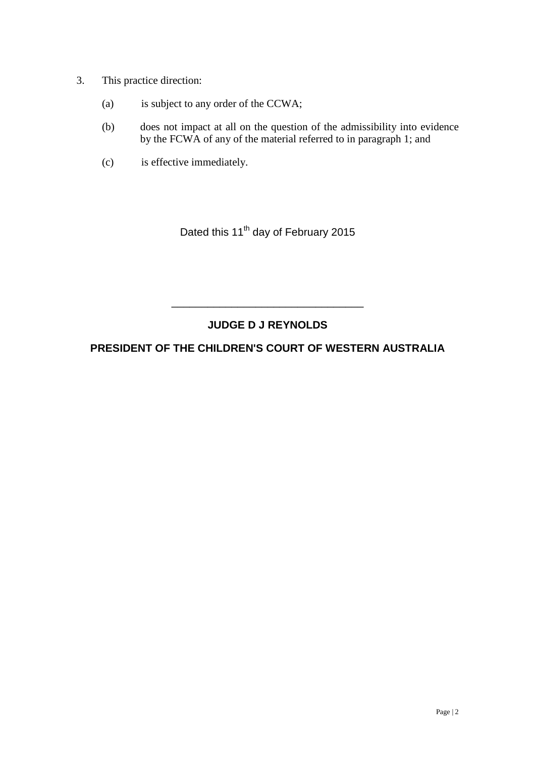3. This practice direction:

   (a) is subject to any order of the CCWA;

   (b) does not impact at all on the question of the admissibility into evidence by the FCWA of any of the material referred to in paragraph 1; and

   (c) is effective immediately.

Dated this 11th day of February 2015

\_\_\_\_\_\_\_\_\_\_\_\_\_\_\_\_\_\_\_\_\_\_\_\_\_\_\_\_\_\_\_\_\_\_\_

**JUDGE D J REYNOLDS**

**PRESIDENT OF THE CHILDREN'S COURT OF WESTERN AUSTRALIA**